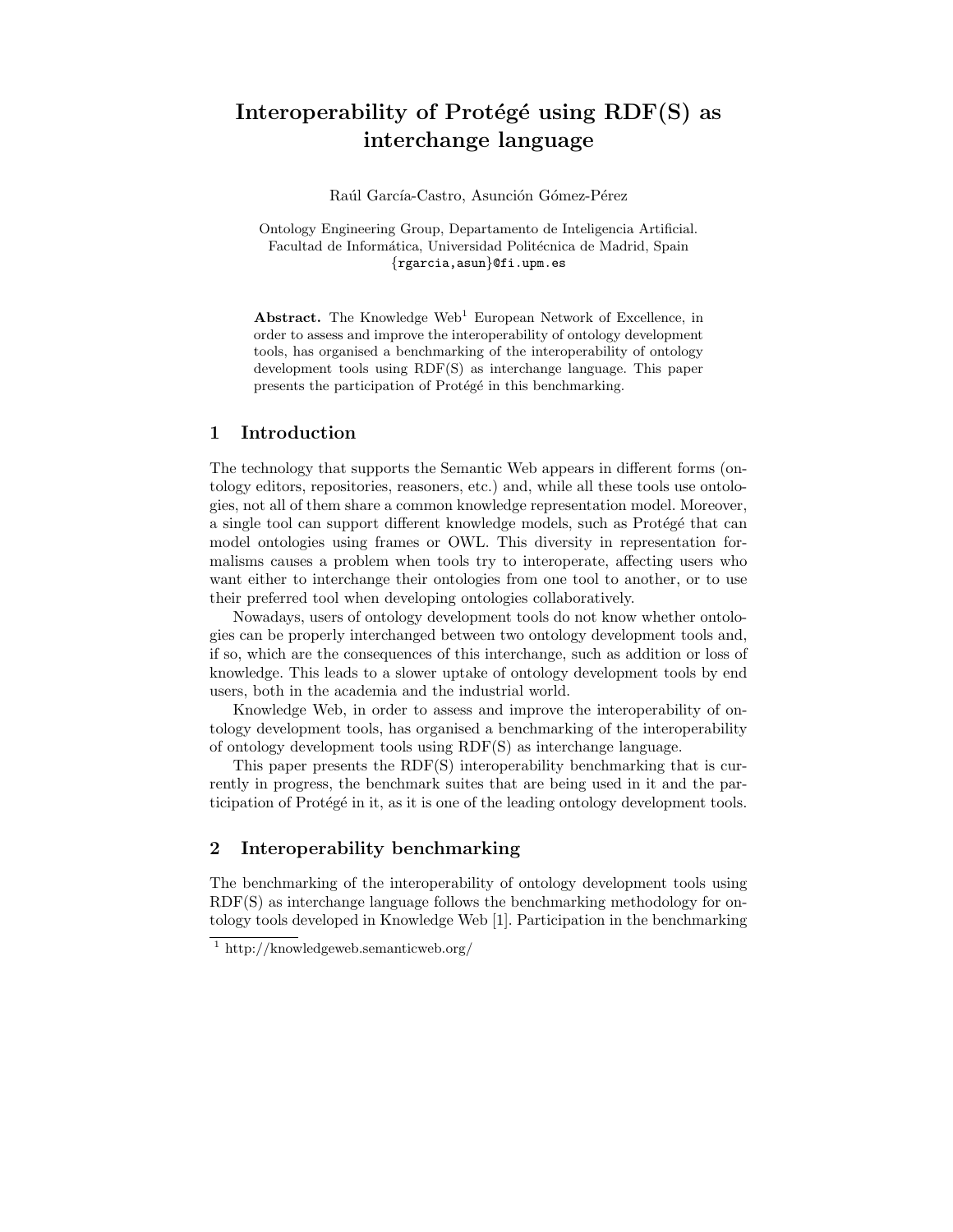# Interoperability of Protégé using RDF(S) as interchange language

Raúl García-Castro, Asunción Gómez-Pérez

Ontology Engineering Group, Departamento de Inteligencia Artificial.
Facultad de Informática, Universidad Politécnica de Madrid, Spain
{rgarcia,asun}@fi.upm.es

**Abstract.** The Knowledge Web[1] European Network of Excellence, in order to assess and improve the interoperability of ontology development tools, has organised a benchmarking of the interoperability of ontology development tools using RDF(S) as interchange language. This paper presents the participation of Protégé in this benchmarking.

## 1 Introduction

The technology that supports the Semantic Web appears in different forms (ontology editors, repositories, reasoners, etc.) and, while all these tools use ontologies, not all of them share a common knowledge representation model. Moreover, a single tool can support different knowledge models, such as Protégé that can model ontologies using frames or OWL. This diversity in representation formalisms causes a problem when tools try to interoperate, affecting users who want either to interchange their ontologies from one tool to another, or to use their preferred tool when developing ontologies collaboratively.

Nowadays, users of ontology development tools do not know whether ontologies can be properly interchanged between two ontology development tools and, if so, which are the consequences of this interchange, such as addition or loss of knowledge. This leads to a slower uptake of ontology development tools by end users, both in the academia and the industrial world.

Knowledge Web, in order to assess and improve the interoperability of ontology development tools, has organised a benchmarking of the interoperability of ontology development tools using RDF(S) as interchange language.

This paper presents the RDF(S) interoperability benchmarking that is currently in progress, the benchmark suites that are being used in it and the participation of Protégé in it, as it is one of the leading ontology development tools.

## 2 Interoperability benchmarking

The benchmarking of the interoperability of ontology development tools using RDF(S) as interchange language follows the benchmarking methodology for ontology tools developed in Knowledge Web [1]. Participation in the benchmarking

[1] http://knowledgeweb.semanticweb.org/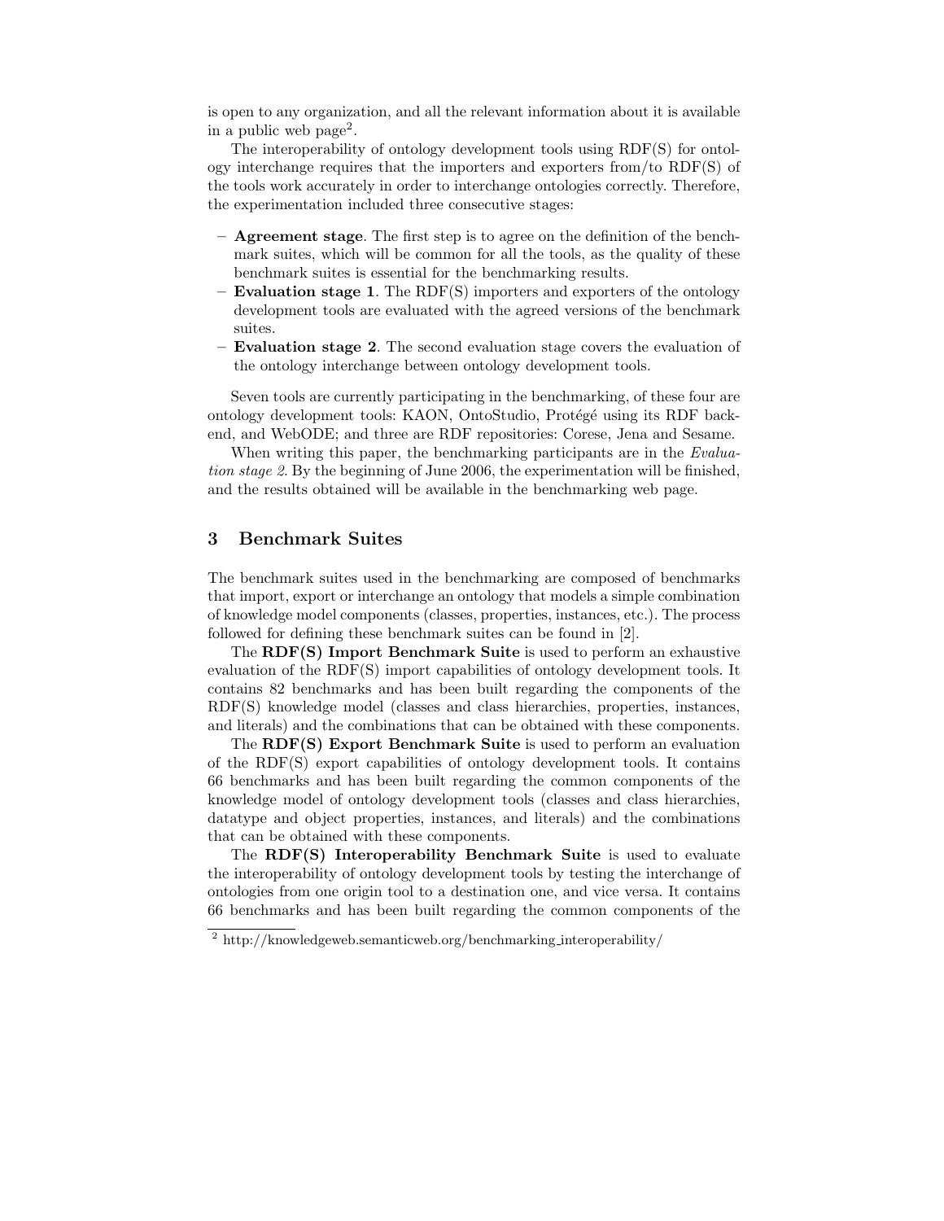is open to any organization, and all the relevant information about it is available in a public web page[2].

The interoperability of ontology development tools using RDF(S) for ontology interchange requires that the importers and exporters from/to RDF(S) of the tools work accurately in order to interchange ontologies correctly. Therefore, the experimentation included three consecutive stages:

– **Agreement stage**. The first step is to agree on the definition of the benchmark suites, which will be common for all the tools, as the quality of these benchmark suites is essential for the benchmarking results.
– **Evaluation stage 1**. The RDF(S) importers and exporters of the ontology development tools are evaluated with the agreed versions of the benchmark suites.
– **Evaluation stage 2**. The second evaluation stage covers the evaluation of the ontology interchange between ontology development tools.

Seven tools are currently participating in the benchmarking, of these four are ontology development tools: KAON, OntoStudio, Protégé using its RDF backend, and WebODE; and three are RDF repositories: Corese, Jena and Sesame.

When writing this paper, the benchmarking participants are in the *Evaluation stage 2*. By the beginning of June 2006, the experimentation will be finished, and the results obtained will be available in the benchmarking web page.

## 3 Benchmark Suites

The benchmark suites used in the benchmarking are composed of benchmarks that import, export or interchange an ontology that models a simple combination of knowledge model components (classes, properties, instances, etc.). The process followed for defining these benchmark suites can be found in [2].

The **RDF(S) Import Benchmark Suite** is used to perform an exhaustive evaluation of the RDF(S) import capabilities of ontology development tools. It contains 82 benchmarks and has been built regarding the components of the RDF(S) knowledge model (classes and class hierarchies, properties, instances, and literals) and the combinations that can be obtained with these components.

The **RDF(S) Export Benchmark Suite** is used to perform an evaluation of the RDF(S) export capabilities of ontology development tools. It contains 66 benchmarks and has been built regarding the common components of the knowledge model of ontology development tools (classes and class hierarchies, datatype and object properties, instances, and literals) and the combinations that can be obtained with these components.

The **RDF(S) Interoperability Benchmark Suite** is used to evaluate the interoperability of ontology development tools by testing the interchange of ontologies from one origin tool to a destination one, and vice versa. It contains 66 benchmarks and has been built regarding the common components of the

[2] http://knowledgeweb.semanticweb.org/benchmarking_interoperability/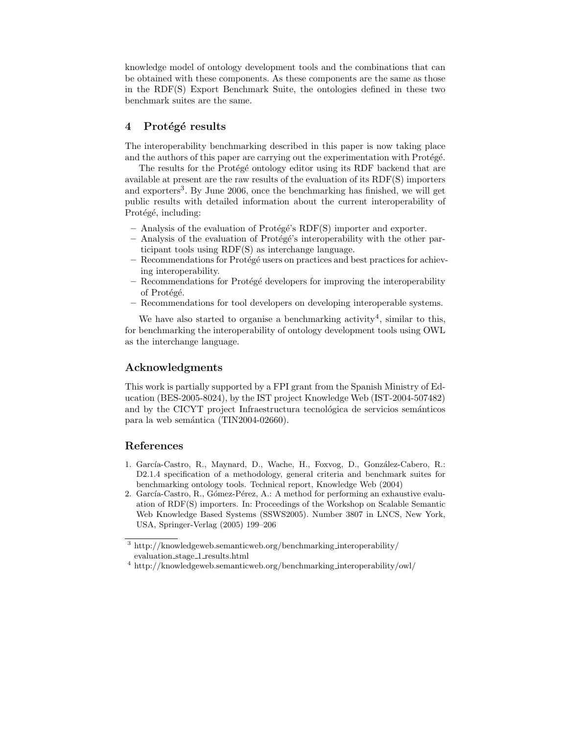knowledge model of ontology development tools and the combinations that can be obtained with these components. As these components are the same as those in the RDF(S) Export Benchmark Suite, the ontologies defined in these two benchmark suites are the same.

## 4 Protégé results

The interoperability benchmarking described in this paper is now taking place and the authors of this paper are carrying out the experimentation with Protégé.

The results for the Protégé ontology editor using its RDF backend that are available at present are the raw results of the evaluation of its RDF(S) importers and exporters[3]. By June 2006, once the benchmarking has finished, we will get public results with detailed information about the current interoperability of Protégé, including:

- Analysis of the evaluation of Protégé's RDF(S) importer and exporter.
- Analysis of the evaluation of Protégé's interoperability with the other participant tools using RDF(S) as interchange language.
- Recommendations for Protégé users on practices and best practices for achieving interoperability.
- Recommendations for Protégé developers for improving the interoperability of Protégé.
- Recommendations for tool developers on developing interoperable systems.

We have also started to organise a benchmarking activity[4], similar to this, for benchmarking the interoperability of ontology development tools using OWL as the interchange language.

## Acknowledgments

This work is partially supported by a FPI grant from the Spanish Ministry of Education (BES-2005-8024), by the IST project Knowledge Web (IST-2004-507482) and by the CICYT project Infraestructura tecnológica de servicios semánticos para la web semántica (TIN2004-02660).

## References

1. García-Castro, R., Maynard, D., Wache, H., Foxvog, D., González-Cabero, R.: D2.1.4 specification of a methodology, general criteria and benchmark suites for benchmarking ontology tools. Technical report, Knowledge Web (2004)
2. García-Castro, R., Gómez-Pérez, A.: A method for performing an exhaustive evaluation of RDF(S) importers. In: Proceedings of the Workshop on Scalable Semantic Web Knowledge Based Systems (SSWS2005). Number 3807 in LNCS, New York, USA, Springer-Verlag (2005) 199–206

[3] http://knowledgeweb.semanticweb.org/benchmarking_interoperability/evaluation_stage_1_results.html

[4] http://knowledgeweb.semanticweb.org/benchmarking_interoperability/owl/